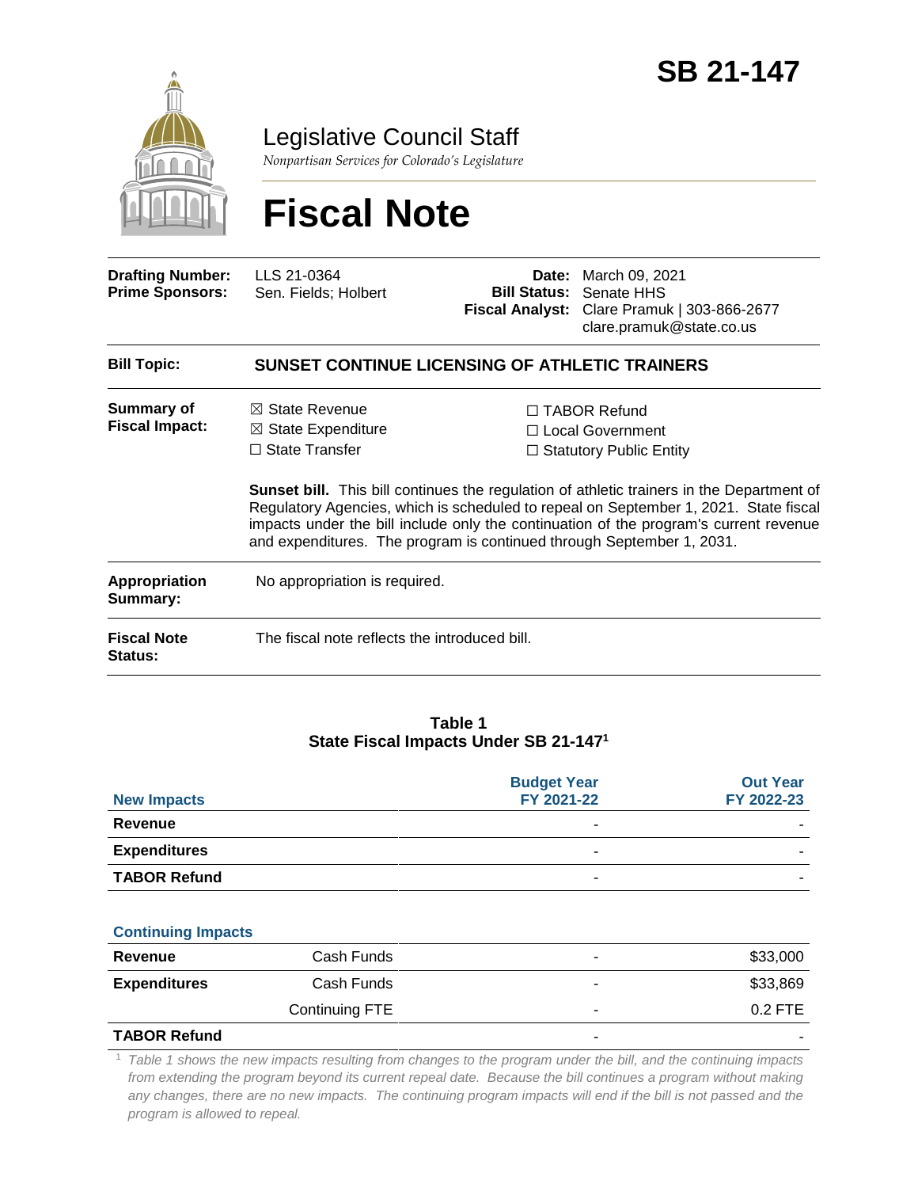# SB 21-147

Legislative Council Staff

*Nonpartisan Services for Colorado's Legislature*

# Fiscal Note

| | | | |
|---|---|---|---|
| **Drafting Number:** | LLS 21-0364 | **Date:** | March 09, 2021 |
| **Prime Sponsors:** | Sen. Fields; Holbert | **Bill Status:** | Senate HHS |
| | | **Fiscal Analyst:** | Clare Pramuk \| 303-866-2677 clare.pramuk@state.co.us |

**Bill Topic:** **SUNSET CONTINUE LICENSING OF ATHLETIC TRAINERS**

**Summary of Fiscal Impact:**

- ☒ State Revenue
- ☒ State Expenditure
- ☐ State Transfer
- ☐ TABOR Refund
- ☐ Local Government
- ☐ Statutory Public Entity

**Sunset bill.** This bill continues the regulation of athletic trainers in the Department of Regulatory Agencies, which is scheduled to repeal on September 1, 2021. State fiscal impacts under the bill include only the continuation of the program's current revenue and expenditures. The program is continued through September 1, 2031.

**Appropriation Summary:** No appropriation is required.

**Fiscal Note Status:** The fiscal note reflects the introduced bill.

**Table 1**
**State Fiscal Impacts Under SB 21-147[1]**

| New Impacts | | Budget Year FY 2021-22 | Out Year FY 2022-23 |
|---|---|---|---|
| **Revenue** | | - | - |
| **Expenditures** | | - | - |
| **TABOR Refund** | | - | - |
| **Continuing Impacts** | | | |
| **Revenue** | Cash Funds | - | $33,000 |
| **Expenditures** | Cash Funds | - | $33,869 |
| | Continuing FTE | - | 0.2 FTE |
| **TABOR Refund** | | - | - |

[1] *Table 1 shows the new impacts resulting from changes to the program under the bill, and the continuing impacts from extending the program beyond its current repeal date. Because the bill continues a program without making any changes, there are no new impacts. The continuing program impacts will end if the bill is not passed and the program is allowed to repeal.*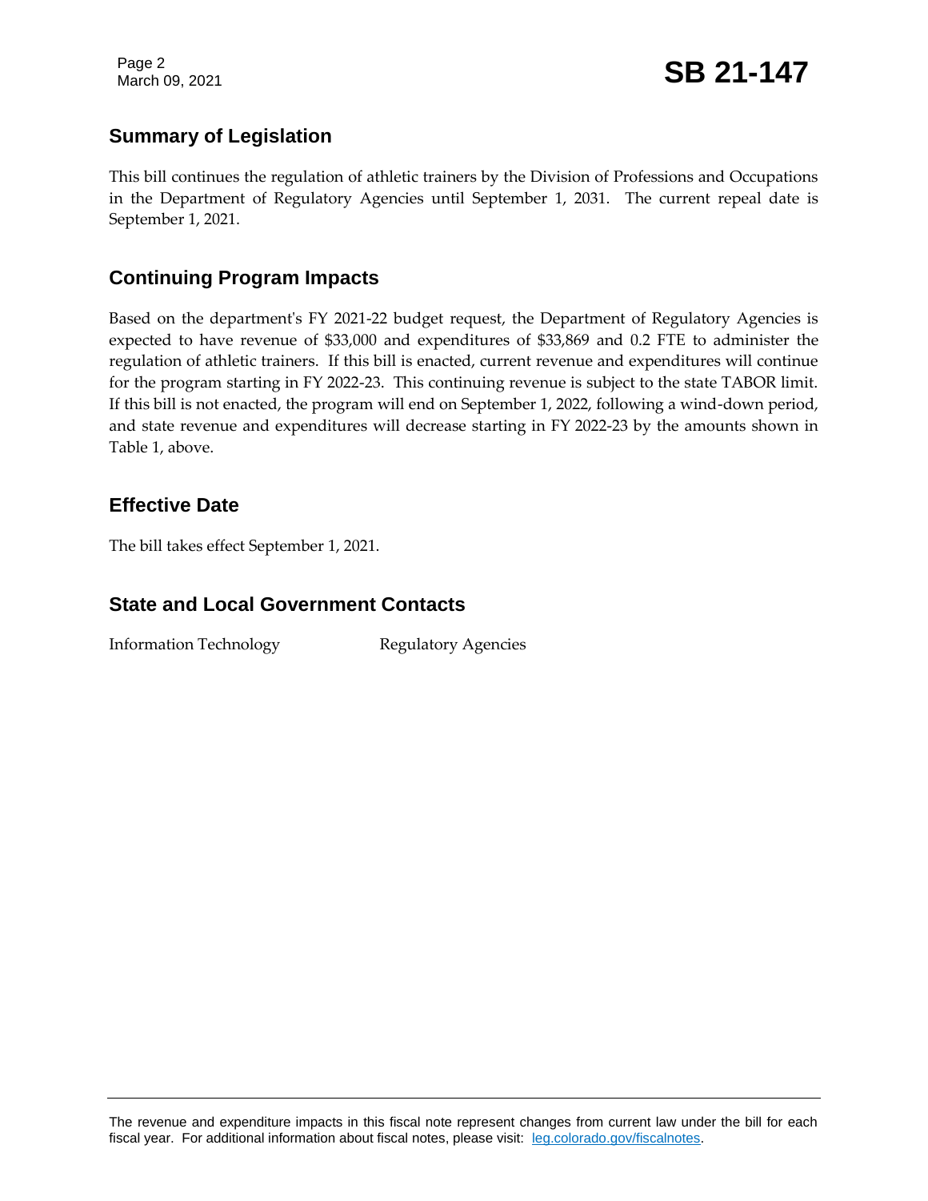## Summary of Legislation

This bill continues the regulation of athletic trainers by the Division of Professions and Occupations in the Department of Regulatory Agencies until September 1, 2031. The current repeal date is September 1, 2021.

## Continuing Program Impacts

Based on the department's FY 2021-22 budget request, the Department of Regulatory Agencies is expected to have revenue of $33,000 and expenditures of $33,869 and 0.2 FTE to administer the regulation of athletic trainers. If this bill is enacted, current revenue and expenditures will continue for the program starting in FY 2022-23. This continuing revenue is subject to the state TABOR limit. If this bill is not enacted, the program will end on September 1, 2022, following a wind-down period, and state revenue and expenditures will decrease starting in FY 2022-23 by the amounts shown in Table 1, above.

## Effective Date

The bill takes effect September 1, 2021.

## State and Local Government Contacts

Information Technology

Regulatory Agencies

The revenue and expenditure impacts in this fiscal note represent changes from current law under the bill for each fiscal year. For additional information about fiscal notes, please visit: leg.colorado.gov/fiscalnotes.